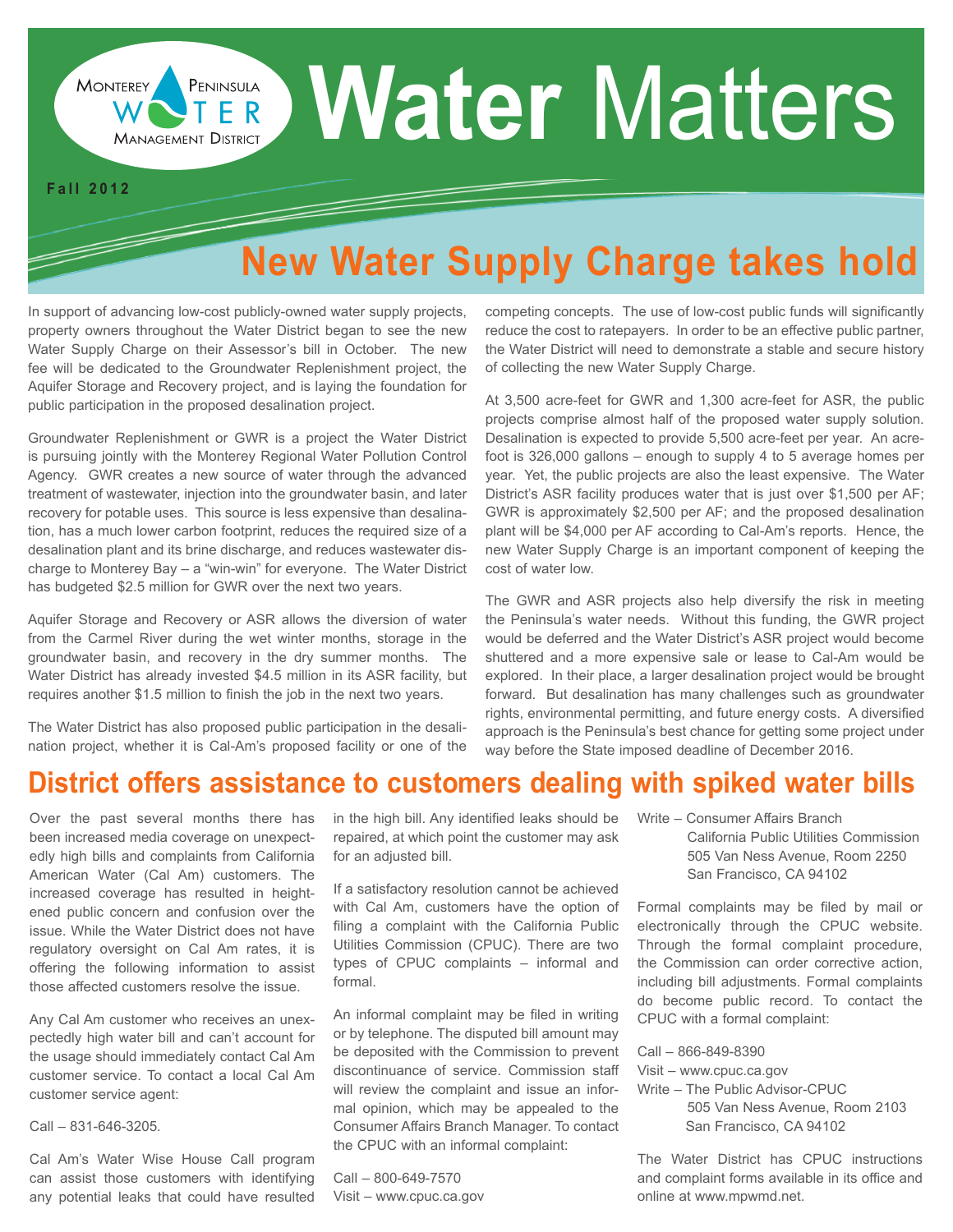# Water Matters

Monterey Peninsula Water Management District

**Fall 2012**

## New Water Supply Charge takes hold

In support of advancing low-cost publicly-owned water supply projects, property owners throughout the Water District began to see the new Water Supply Charge on their Assessor's bill in October. The new fee will be dedicated to the Groundwater Replenishment project, the Aquifer Storage and Recovery project, and is laying the foundation for public participation in the proposed desalination project.

Groundwater Replenishment or GWR is a project the Water District is pursuing jointly with the Monterey Regional Water Pollution Control Agency. GWR creates a new source of water through the advanced treatment of wastewater, injection into the groundwater basin, and later recovery for potable uses. This source is less expensive than desalination, has a much lower carbon footprint, reduces the required size of a desalination plant and its brine discharge, and reduces wastewater discharge to Monterey Bay – a "win-win" for everyone. The Water District has budgeted $2.5 million for GWR over the next two years.

Aquifer Storage and Recovery or ASR allows the diversion of water from the Carmel River during the wet winter months, storage in the groundwater basin, and recovery in the dry summer months. The Water District has already invested $4.5 million in its ASR facility, but requires another $1.5 million to finish the job in the next two years.

The Water District has also proposed public participation in the desalination project, whether it is Cal-Am's proposed facility or one of the competing concepts. The use of low-cost public funds will significantly reduce the cost to ratepayers. In order to be an effective public partner, the Water District will need to demonstrate a stable and secure history of collecting the new Water Supply Charge.

At 3,500 acre-feet for GWR and 1,300 acre-feet for ASR, the public projects comprise almost half of the proposed water supply solution. Desalination is expected to provide 5,500 acre-feet per year. An acre-foot is 326,000 gallons – enough to supply 4 to 5 average homes per year. Yet, the public projects are also the least expensive. The Water District's ASR facility produces water that is just over $1,500 per AF; GWR is approximately $2,500 per AF; and the proposed desalination plant will be $4,000 per AF according to Cal-Am's reports. Hence, the new Water Supply Charge is an important component of keeping the cost of water low.

The GWR and ASR projects also help diversify the risk in meeting the Peninsula's water needs. Without this funding, the GWR project would be deferred and the Water District's ASR project would become shuttered and a more expensive sale or lease to Cal-Am would be explored. In their place, a larger desalination project would be brought forward. But desalination has many challenges such as groundwater rights, environmental permitting, and future energy costs. A diversified approach is the Peninsula's best chance for getting some project under way before the State imposed deadline of December 2016.

## District offers assistance to customers dealing with spiked water bills

Over the past several months there has been increased media coverage on unexpectedly high bills and complaints from California American Water (Cal Am) customers. The increased coverage has resulted in heightened public concern and confusion over the issue. While the Water District does not have regulatory oversight on Cal Am rates, it is offering the following information to assist those affected customers resolve the issue.

Any Cal Am customer who receives an unexpectedly high water bill and can't account for the usage should immediately contact Cal Am customer service. To contact a local Cal Am customer service agent:

Call – 831-646-3205.

Cal Am's Water Wise House Call program can assist those customers with identifying any potential leaks that could have resulted in the high bill. Any identified leaks should be repaired, at which point the customer may ask for an adjusted bill.

If a satisfactory resolution cannot be achieved with Cal Am, customers have the option of filing a complaint with the California Public Utilities Commission (CPUC). There are two types of CPUC complaints – informal and formal.

An informal complaint may be filed in writing or by telephone. The disputed bill amount may be deposited with the Commission to prevent discontinuance of service. Commission staff will review the complaint and issue an informal opinion, which may be appealed to the Consumer Affairs Branch Manager. To contact the CPUC with an informal complaint:

Call – 800-649-7570
Visit – www.cpuc.ca.gov
Write – Consumer Affairs Branch
California Public Utilities Commission
505 Van Ness Avenue, Room 2250
San Francisco, CA 94102

Formal complaints may be filed by mail or electronically through the CPUC website. Through the formal complaint procedure, the Commission can order corrective action, including bill adjustments. Formal complaints do become public record. To contact the CPUC with a formal complaint:

Call – 866-849-8390
Visit – www.cpuc.ca.gov
Write – The Public Advisor-CPUC
505 Van Ness Avenue, Room 2103
San Francisco, CA 94102

The Water District has CPUC instructions and complaint forms available in its office and online at www.mpwmd.net.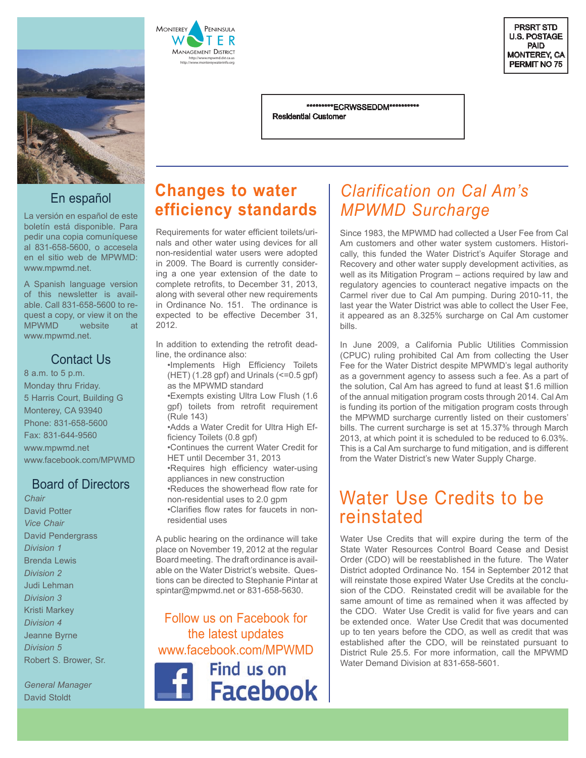MONTEREY PENINSULA WATER MANAGEMENT DISTRICT
http://www.mpwmd.dst.ca.us
http://www.montereywaterinfo.org

PRSRT STD
U.S. POSTAGE
PAID
MONTEREY, CA
PERMIT NO 75

*********ECRWSSEDDM**********
Residential Customer

## En español

La versión en español de este boletín está disponible. Para pedir una copia comuníquese al 831-658-5600, o accesela en el sitio web de MPWMD: www.mpwmd.net.

A Spanish language version of this newsletter is available. Call 831-658-5600 to request a copy, or view it on the MPWMD website at www.mpwmd.net.

## Contact Us

8 a.m. to 5 p.m.
Monday thru Friday.
5 Harris Court, Building G
Monterey, CA 93940
Phone: 831-658-5600
Fax: 831-644-9560
www.mpwmd.net
www.facebook.com/MPWMD

## Board of Directors

*Chair*
David Potter
*Vice Chair*
David Pendergrass
*Division 1*
Brenda Lewis
*Division 2*
Judi Lehman
*Division 3*
Kristi Markey
*Division 4*
Jeanne Byrne
*Division 5*
Robert S. Brower, Sr.

*General Manager*
David Stoldt

## Changes to water efficiency standards

Requirements for water efficient toilets/urinals and other water using devices for all non-residential water users were adopted in 2009. The Board is currently considering a one year extension of the date to complete retrofits, to December 31, 2013, along with several other new requirements in Ordinance No. 151. The ordinance is expected to be effective December 31, 2012.

In addition to extending the retrofit deadline, the ordinance also:

- Implements High Efficiency Toilets (HET) (1.28 gpf) and Urinals (<=0.5 gpf) as the MPWMD standard
- Exempts existing Ultra Low Flush (1.6 gpf) toilets from retrofit requirement (Rule 143)
- Adds a Water Credit for Ultra High Efficiency Toilets (0.8 gpf)
- Continues the current Water Credit for HET until December 31, 2013
- Requires high efficiency water-using appliances in new construction
- Reduces the showerhead flow rate for non-residential uses to 2.0 gpm
- Clarifies flow rates for faucets in non-residential uses

A public hearing on the ordinance will take place on November 19, 2012 at the regular Board meeting. The draft ordinance is available on the Water District's website. Questions can be directed to Stephanie Pintar at spintar@mpwmd.net or 831-658-5630.

Follow us on Facebook for the latest updates
www.facebook.com/MPWMD

Find us on Facebook

## *Clarification on Cal Am's MPWMD Surcharge*

Since 1983, the MPWMD had collected a User Fee from Cal Am customers and other water system customers. Historically, this funded the Water District's Aquifer Storage and Recovery and other water supply development activities, as well as its Mitigation Program – actions required by law and regulatory agencies to counteract negative impacts on the Carmel river due to Cal Am pumping. During 2010-11, the last year the Water District was able to collect the User Fee, it appeared as an 8.325% surcharge on Cal Am customer bills.

In June 2009, a California Public Utilities Commission (CPUC) ruling prohibited Cal Am from collecting the User Fee for the Water District despite MPWMD's legal authority as a government agency to assess such a fee. As a part of the solution, Cal Am has agreed to fund at least $1.6 million of the annual mitigation program costs through 2014. Cal Am is funding its portion of the mitigation program costs through the MPWMD surcharge currently listed on their customers' bills. The current surcharge is set at 15.37% through March 2013, at which point it is scheduled to be reduced to 6.03%. This is a Cal Am surcharge to fund mitigation, and is different from the Water District's new Water Supply Charge.

## Water Use Credits to be reinstated

Water Use Credits that will expire during the term of the State Water Resources Control Board Cease and Desist Order (CDO) will be reestablished in the future. The Water District adopted Ordinance No. 154 in September 2012 that will reinstate those expired Water Use Credits at the conclusion of the CDO. Reinstated credit will be available for the same amount of time as remained when it was affected by the CDO. Water Use Credit is valid for five years and can be extended once. Water Use Credit that was documented up to ten years before the CDO, as well as credit that was established after the CDO, will be reinstated pursuant to District Rule 25.5. For more information, call the MPWMD Water Demand Division at 831-658-5601.